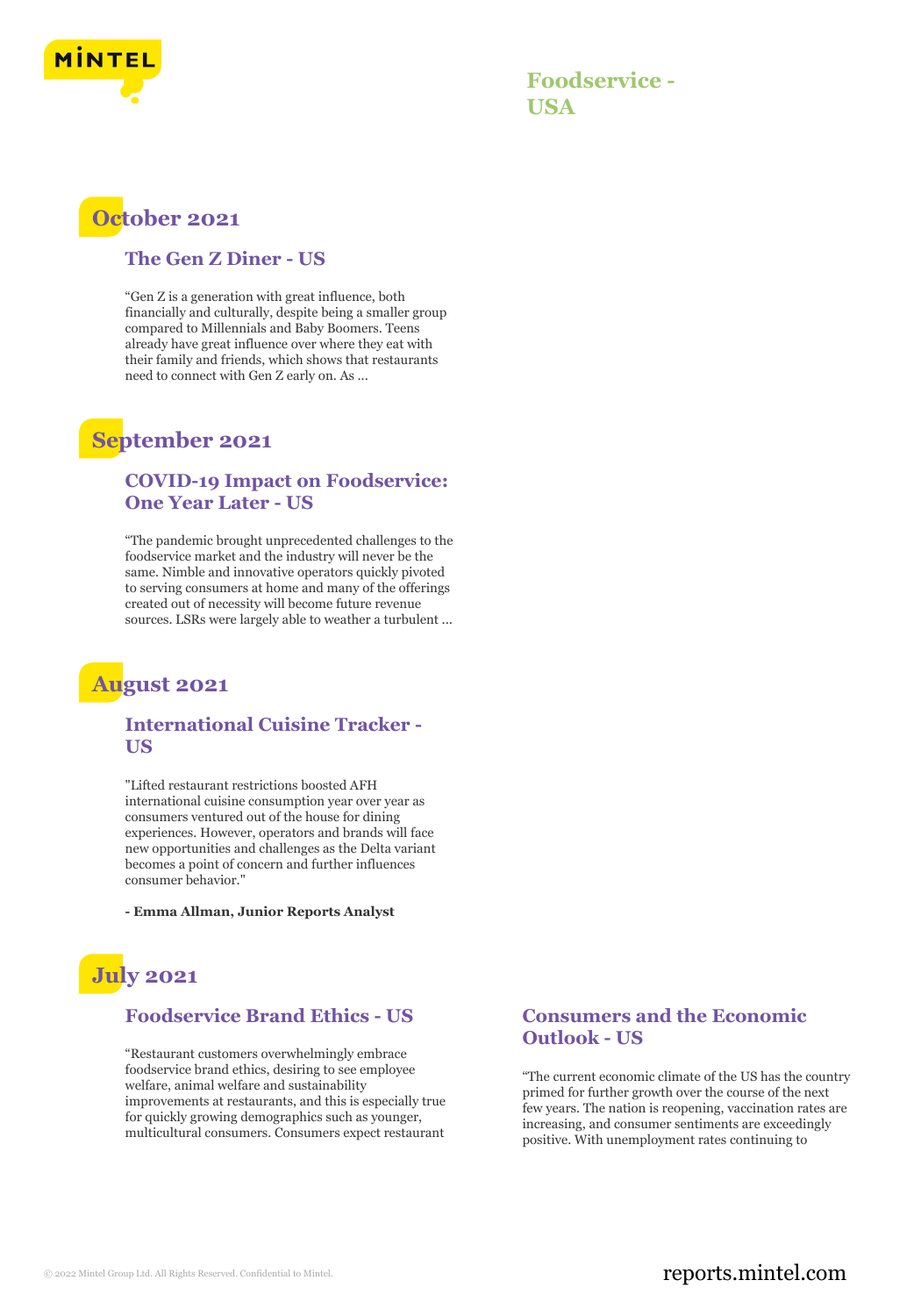# Foodservice - USA

## October 2021

### The Gen Z Diner - US

“Gen Z is a generation with great influence, both financially and culturally, despite being a smaller group compared to Millennials and Baby Boomers. Teens already have great influence over where they eat with their family and friends, which shows that restaurants need to connect with Gen Z early on. As ...

## September 2021

### COVID-19 Impact on Foodservice: One Year Later - US

“The pandemic brought unprecedented challenges to the foodservice market and the industry will never be the same. Nimble and innovative operators quickly pivoted to serving consumers at home and many of the offerings created out of necessity will become future revenue sources. LSRs were largely able to weather a turbulent ...

## August 2021

### International Cuisine Tracker - US

"Lifted restaurant restrictions boosted AFH international cuisine consumption year over year as consumers ventured out of the house for dining experiences. However, operators and brands will face new opportunities and challenges as the Delta variant becomes a point of concern and further influences consumer behavior."

**- Emma Allman, Junior Reports Analyst**

## July 2021

### Foodservice Brand Ethics - US

“Restaurant customers overwhelmingly embrace foodservice brand ethics, desiring to see employee welfare, animal welfare and sustainability improvements at restaurants, and this is especially true for quickly growing demographics such as younger, multicultural consumers. Consumers expect restaurant

### Consumers and the Economic Outlook - US

“The current economic climate of the US has the country primed for further growth over the course of the next few years. The nation is reopening, vaccination rates are increasing, and consumer sentiments are exceedingly positive. With unemployment rates continuing to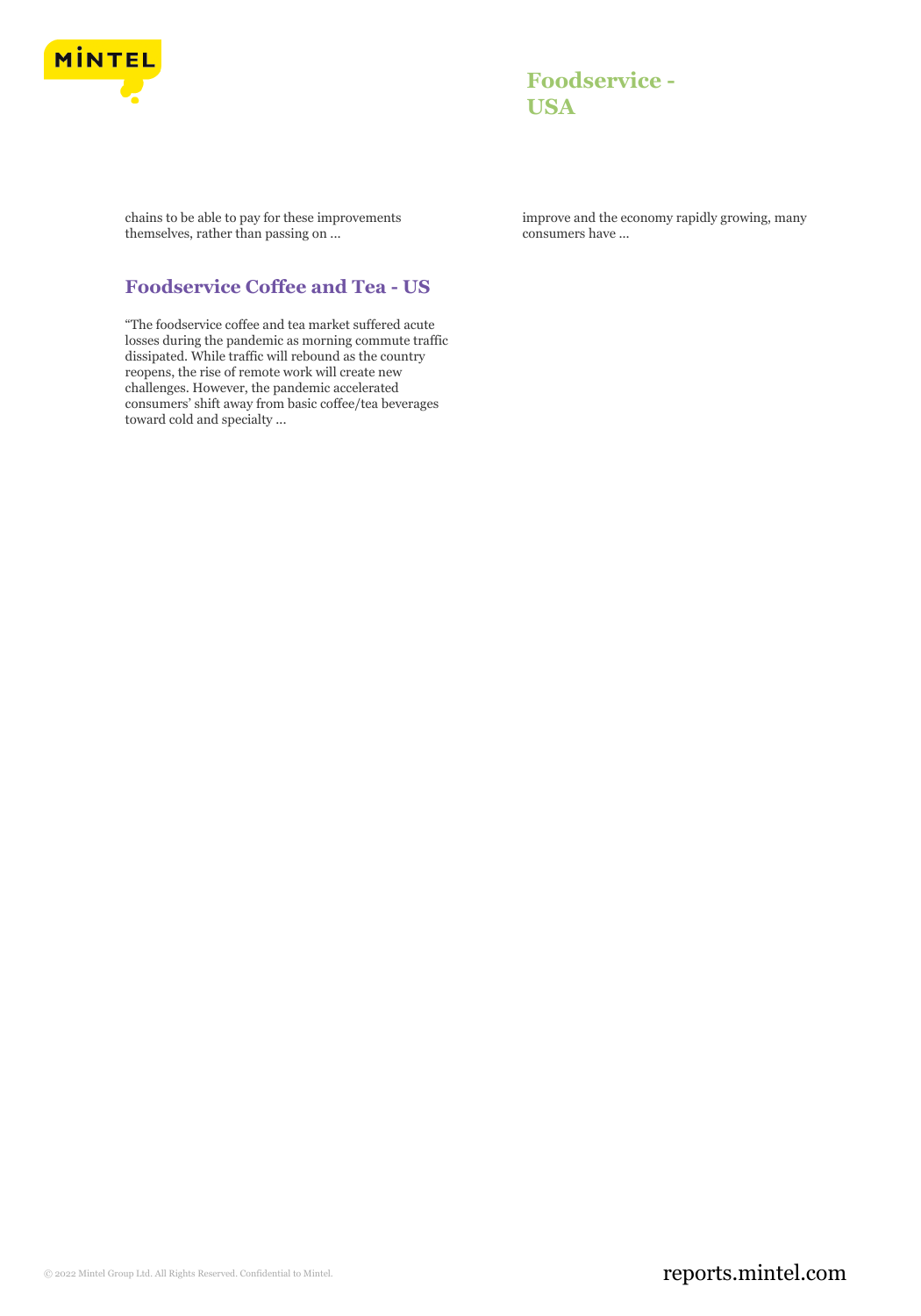chains to be able to pay for these improvements themselves, rather than passing on ...

## Foodservice Coffee and Tea - US

"The foodservice coffee and tea market suffered acute losses during the pandemic as morning commute traffic dissipated. While traffic will rebound as the country reopens, the rise of remote work will create new challenges. However, the pandemic accelerated consumers' shift away from basic coffee/tea beverages toward cold and specialty ...

improve and the economy rapidly growing, many consumers have ...